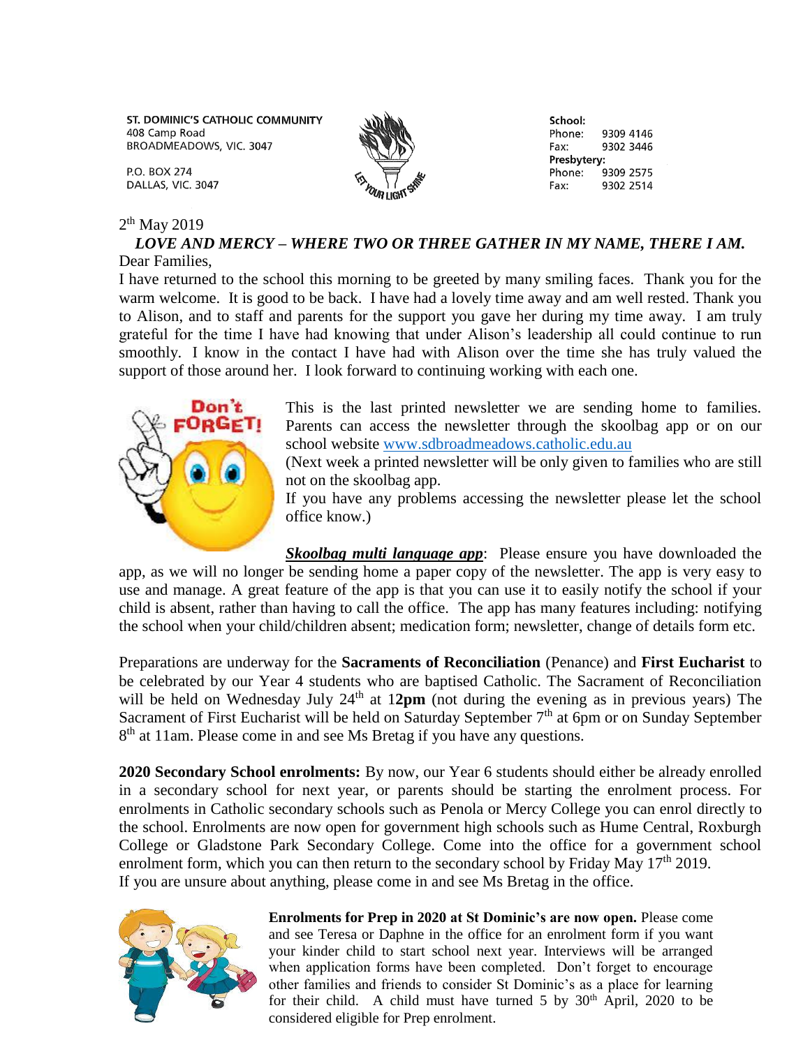ST. DOMINIC'S CATHOLIC COMMUNITY
408 Camp Road
BROADMEADOWS, VIC. 3047

P.O. BOX 274
DALLAS, VIC. 3047

LET YOUR LIGHT SHINE

**School:**
Phone: 9309 4146
Fax: 9302 3446
**Presbytery:**
Phone: 9309 2575
Fax: 9302 2514

2th May 2019

***LOVE AND MERCY – WHERE TWO OR THREE GATHER IN MY NAME, THERE I AM.***

Dear Families,

I have returned to the school this morning to be greeted by many smiling faces. Thank you for the warm welcome. It is good to be back. I have had a lovely time away and am well rested. Thank you to Alison, and to staff and parents for the support you gave her during my time away. I am truly grateful for the time I have had knowing that under Alison's leadership all could continue to run smoothly. I know in the contact I have had with Alison over the time she has truly valued the support of those around her. I look forward to continuing working with each one.

This is the last printed newsletter we are sending home to families. Parents can access the newsletter through the skoolbag app or on our school website www.sdbroadmeadows.catholic.edu.au
(Next week a printed newsletter will be only given to families who are still not on the skoolbag app.
If you have any problems accessing the newsletter please let the school office know.)

***Skoolbag multi language app***: Please ensure you have downloaded the app, as we will no longer be sending home a paper copy of the newsletter. The app is very easy to use and manage. A great feature of the app is that you can use it to easily notify the school if your child is absent, rather than having to call the office. The app has many features including: notifying the school when your child/children absent; medication form; newsletter, change of details form etc.

Preparations are underway for the **Sacraments of Reconciliation** (Penance) and **First Eucharist** to be celebrated by our Year 4 students who are baptised Catholic. The Sacrament of Reconciliation will be held on Wednesday July 24th at 1**2pm** (not during the evening as in previous years) The Sacrament of First Eucharist will be held on Saturday September 7th at 6pm or on Sunday September 8th at 11am. Please come in and see Ms Bretag if you have any questions.

**2020 Secondary School enrolments:** By now, our Year 6 students should either be already enrolled in a secondary school for next year, or parents should be starting the enrolment process. For enrolments in Catholic secondary schools such as Penola or Mercy College you can enrol directly to the school. Enrolments are now open for government high schools such as Hume Central, Roxburgh College or Gladstone Park Secondary College. Come into the office for a government school enrolment form, which you can then return to the secondary school by Friday May 17th 2019.
If you are unsure about anything, please come in and see Ms Bretag in the office.

**Enrolments for Prep in 2020 at St Dominic's are now open.** Please come and see Teresa or Daphne in the office for an enrolment form if you want your kinder child to start school next year. Interviews will be arranged when application forms have been completed. Don't forget to encourage other families and friends to consider St Dominic's as a place for learning for their child. A child must have turned 5 by 30th April, 2020 to be considered eligible for Prep enrolment.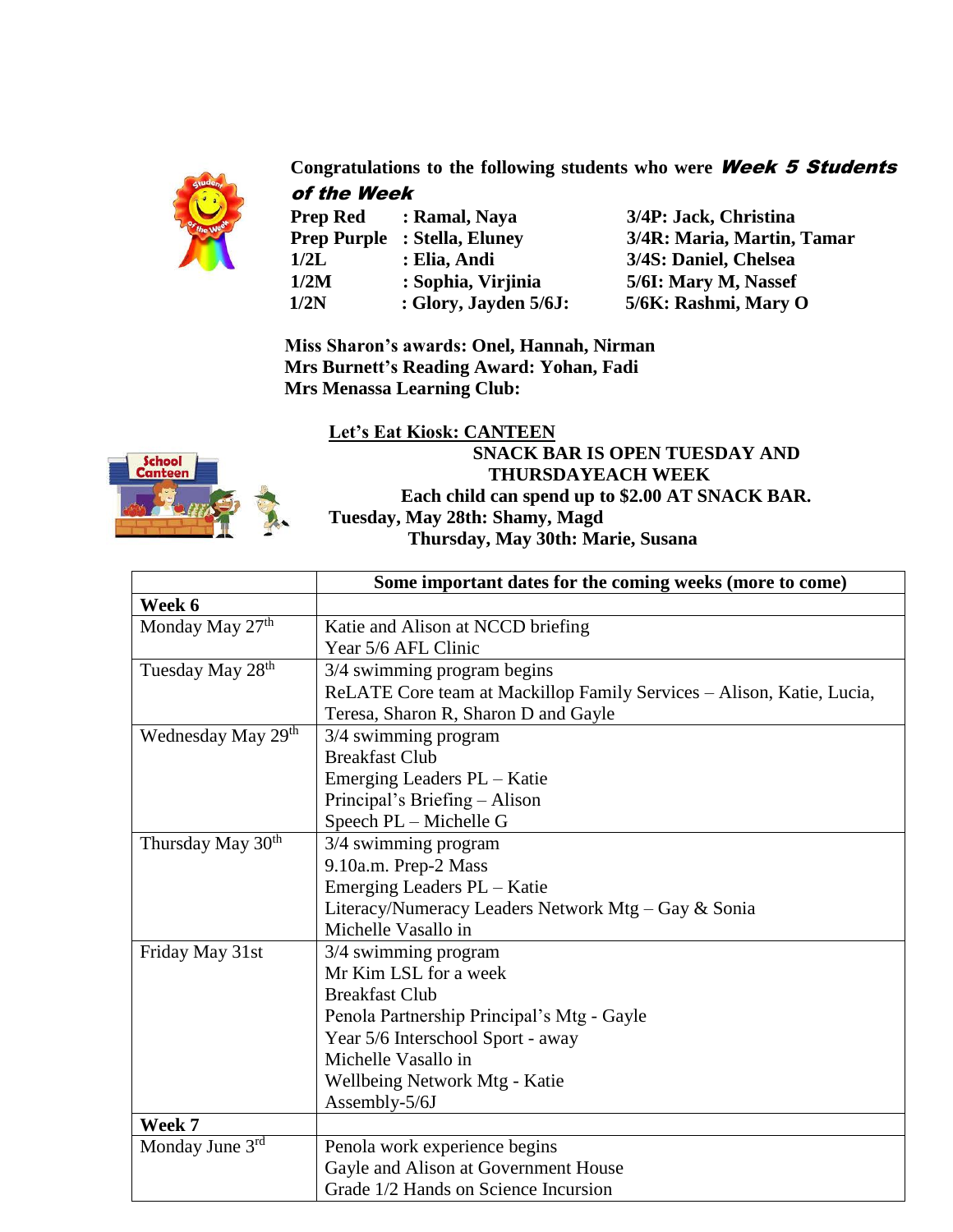**Congratulations to the following students who were *Week 5 Students of the Week***

**Prep Red : Ramal, Naya**
**Prep Purple : Stella, Eluney**
**1/2L : Elia, Andi**
**1/2M : Sophia, Virjinia**
**1/2N : Glory, Jayden**
**5/6J:**
**3/4P: Jack, Christina**
**3/4R: Maria, Martin, Tamar**
**3/4S: Daniel, Chelsea**
**5/6I: Mary M, Nassef**
**5/6K: Rashmi, Mary O**

**Miss Sharon's awards: Onel, Hannah, Nirman**
**Mrs Burnett's Reading Award: Yohan, Fadi**
**Mrs Menassa Learning Club:**

**<u>Let's Eat Kiosk: CANTEEN</u>**

**SNACK BAR IS OPEN TUESDAY AND THURSDAYEACH WEEK**

**Each child can spend up to $2.00 AT SNACK BAR.**

**Tuesday, May 28th: Shamy, Magd**

**Thursday, May 30th: Marie, Susana**

| | **Some important dates for the coming weeks (more to come)** |
|---|---|
| **Week 6** | |
| Monday May 27th | Katie and Alison at NCCD briefing<br>Year 5/6 AFL Clinic |
| Tuesday May 28th | 3/4 swimming program begins<br>ReLATE Core team at Mackillop Family Services – Alison, Katie, Lucia, Teresa, Sharon R, Sharon D and Gayle |
| Wednesday May 29th | 3/4 swimming program<br>Breakfast Club<br>Emerging Leaders PL – Katie<br>Principal's Briefing – Alison<br>Speech PL – Michelle G |
| Thursday May 30th | 3/4 swimming program<br>9.10a.m. Prep-2 Mass<br>Emerging Leaders PL – Katie<br>Literacy/Numeracy Leaders Network Mtg – Gay & Sonia<br>Michelle Vasallo in |
| Friday May 31st | 3/4 swimming program<br>Mr Kim LSL for a week<br>Breakfast Club<br>Penola Partnership Principal's Mtg - Gayle<br>Year 5/6 Interschool Sport - away<br>Michelle Vasallo in<br>Wellbeing Network Mtg - Katie<br>Assembly-5/6J |
| **Week 7** | |
| Monday June 3rd | Penola work experience begins<br>Gayle and Alison at Government House<br>Grade 1/2 Hands on Science Incursion |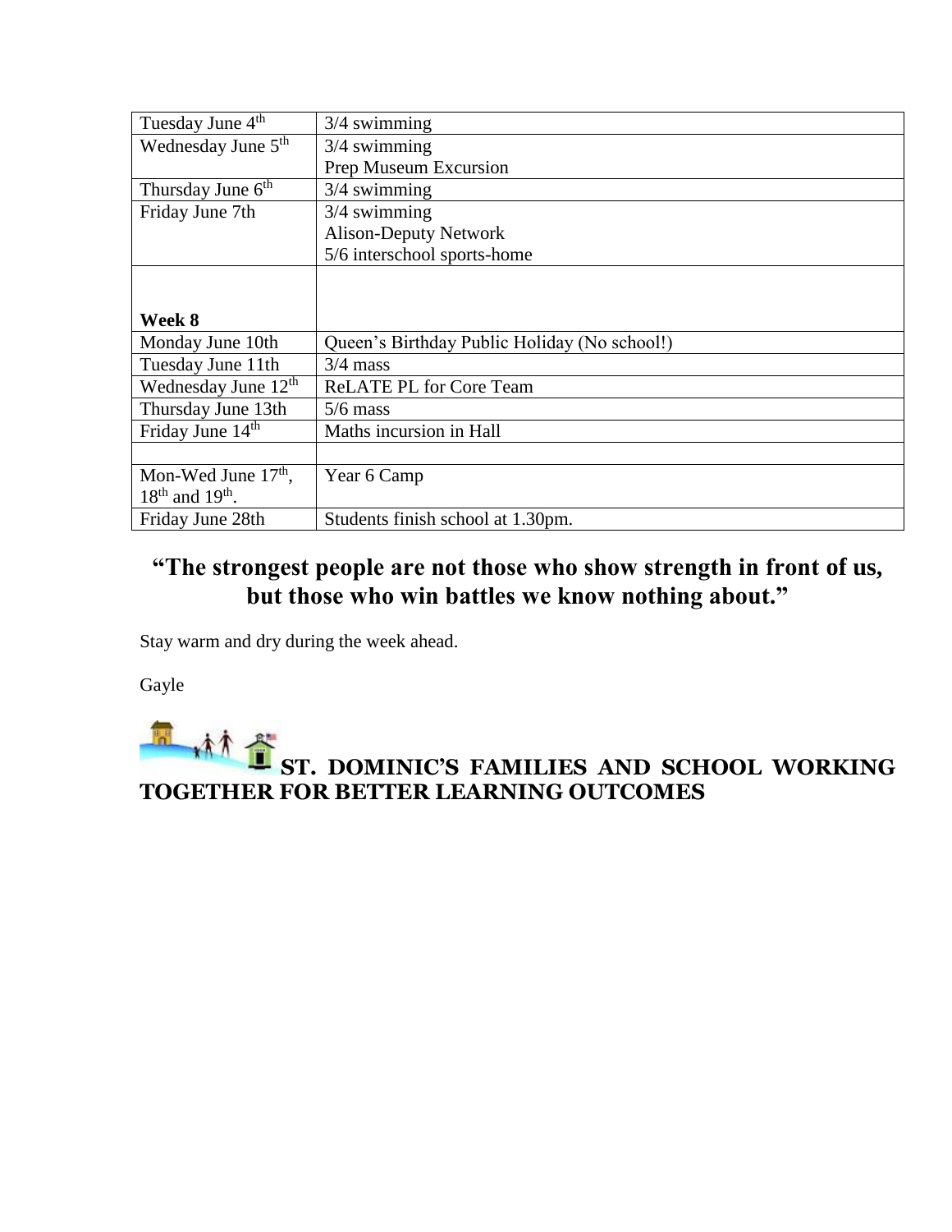| Tuesday June 4th | 3/4 swimming |
| --- | --- |
| Wednesday June 5th | 3/4 swimming<br>Prep Museum Excursion |
| Thursday June 6th | 3/4 swimming |
| Friday June 7th | 3/4 swimming<br>Alison-Deputy Network<br>5/6 interschool sports-home |
| **Week 8** | |
| Monday June 10th | Queen's Birthday Public Holiday (No school!) |
| Tuesday June 11th | 3/4 mass |
| Wednesday June 12th | ReLATE PL for Core Team |
| Thursday June 13th | 5/6 mass |
| Friday June 14th | Maths incursion in Hall |
| | |
| Mon-Wed June 17th, 18th and 19th. | Year 6 Camp |
| Friday June 28th | Students finish school at 1.30pm. |

## "The strongest people are not those who show strength in front of us, but those who win battles we know nothing about."

Stay warm and dry during the week ahead.

Gayle

**ST. DOMINIC'S FAMILIES AND SCHOOL WORKING TOGETHER FOR BETTER LEARNING OUTCOMES**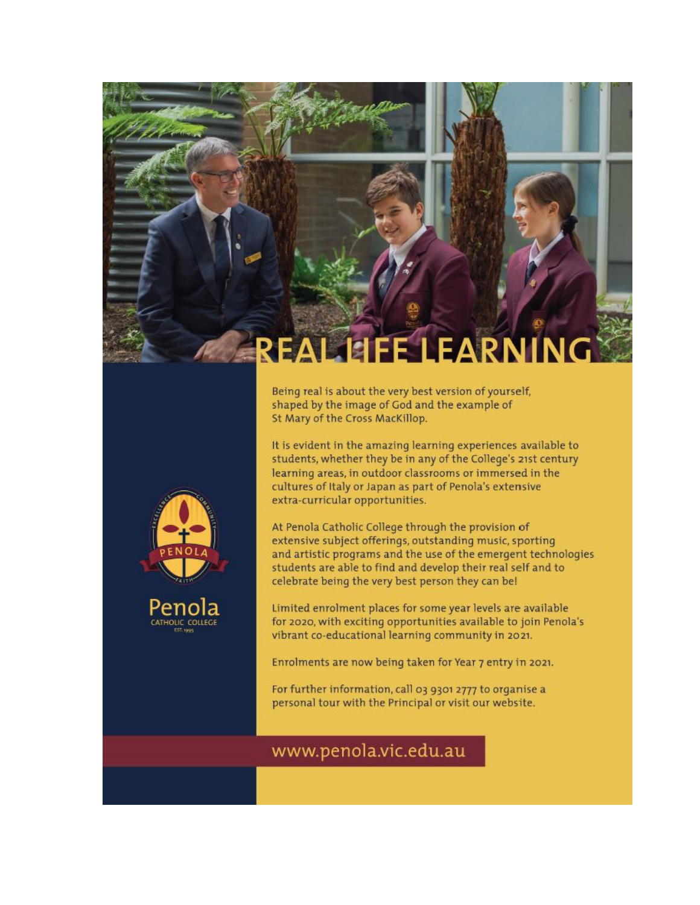# REAL LIFE LEARNING

Being real is about the very best version of yourself, shaped by the image of God and the example of St Mary of the Cross MacKillop.

It is evident in the amazing learning experiences available to students, whether they be in any of the College's 21st century learning areas, in outdoor classrooms or immersed in the cultures of Italy or Japan as part of Penola's extensive extra-curricular opportunities.

At Penola Catholic College through the provision of extensive subject offerings, outstanding music, sporting and artistic programs and the use of the emergent technologies students are able to find and develop their real self and to celebrate being the very best person they can be!

Limited enrolment places for some year levels are available for 2020, with exciting opportunities available to join Penola's vibrant co-educational learning community in 2021.

Enrolments are now being taken for Year 7 entry in 2021.

For further information, call 03 9301 2777 to organise a personal tour with the Principal or visit our website.

Penola
CATHOLIC COLLEGE
EST. 1995

www.penola.vic.edu.au